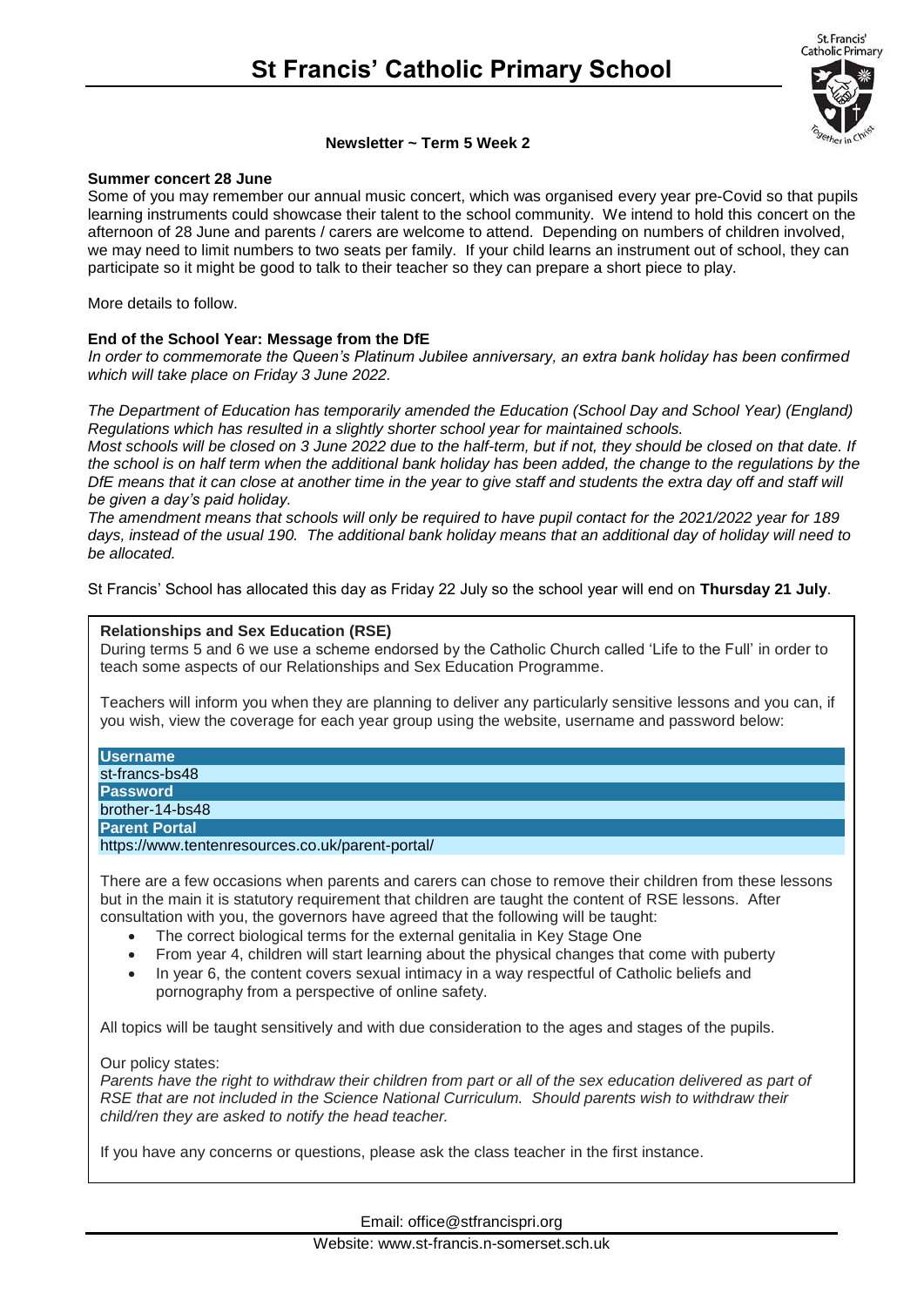# St Francis' Catholic Primary School

**Newsletter ~ Term 5 Week 2**

**Summer concert 28 June**

Some of you may remember our annual music concert, which was organised every year pre-Covid so that pupils learning instruments could showcase their talent to the school community. We intend to hold this concert on the afternoon of 28 June and parents / carers are welcome to attend. Depending on numbers of children involved, we may need to limit numbers to two seats per family. If your child learns an instrument out of school, they can participate so it might be good to talk to their teacher so they can prepare a short piece to play.

More details to follow.

**End of the School Year: Message from the DfE**

*In order to commemorate the Queen's Platinum Jubilee anniversary, an extra bank holiday has been confirmed which will take place on Friday 3 June 2022.*

*The Department of Education has temporarily amended the Education (School Day and School Year) (England) Regulations which has resulted in a slightly shorter school year for maintained schools.*

*Most schools will be closed on 3 June 2022 due to the half-term, but if not, they should be closed on that date. If the school is on half term when the additional bank holiday has been added, the change to the regulations by the DfE means that it can close at another time in the year to give staff and students the extra day off and staff will be given a day's paid holiday.*

*The amendment means that schools will only be required to have pupil contact for the 2021/2022 year for 189 days, instead of the usual 190. The additional bank holiday means that an additional day of holiday will need to be allocated.*

St Francis' School has allocated this day as Friday 22 July so the school year will end on **Thursday 21 July**.

**Relationships and Sex Education (RSE)**

During terms 5 and 6 we use a scheme endorsed by the Catholic Church called 'Life to the Full' in order to teach some aspects of our Relationships and Sex Education Programme.

Teachers will inform you when they are planning to deliver any particularly sensitive lessons and you can, if you wish, view the coverage for each year group using the website, username and password below:

| **Username** |
|---|
| st-francs-bs48 |
| **Password** |
| brother-14-bs48 |
| **Parent Portal** |
| https://www.tentenresources.co.uk/parent-portal/ |

There are a few occasions when parents and carers can chose to remove their children from these lessons but in the main it is statutory requirement that children are taught the content of RSE lessons. After consultation with you, the governors have agreed that the following will be taught:

- The correct biological terms for the external genitalia in Key Stage One
- From year 4, children will start learning about the physical changes that come with puberty
- In year 6, the content covers sexual intimacy in a way respectful of Catholic beliefs and pornography from a perspective of online safety.

All topics will be taught sensitively and with due consideration to the ages and stages of the pupils.

Our policy states:

*Parents have the right to withdraw their children from part or all of the sex education delivered as part of RSE that are not included in the Science National Curriculum. Should parents wish to withdraw their child/ren they are asked to notify the head teacher.*

If you have any concerns or questions, please ask the class teacher in the first instance.

Email: office@stfrancispri.org

Website: www.st-francis.n-somerset.sch.uk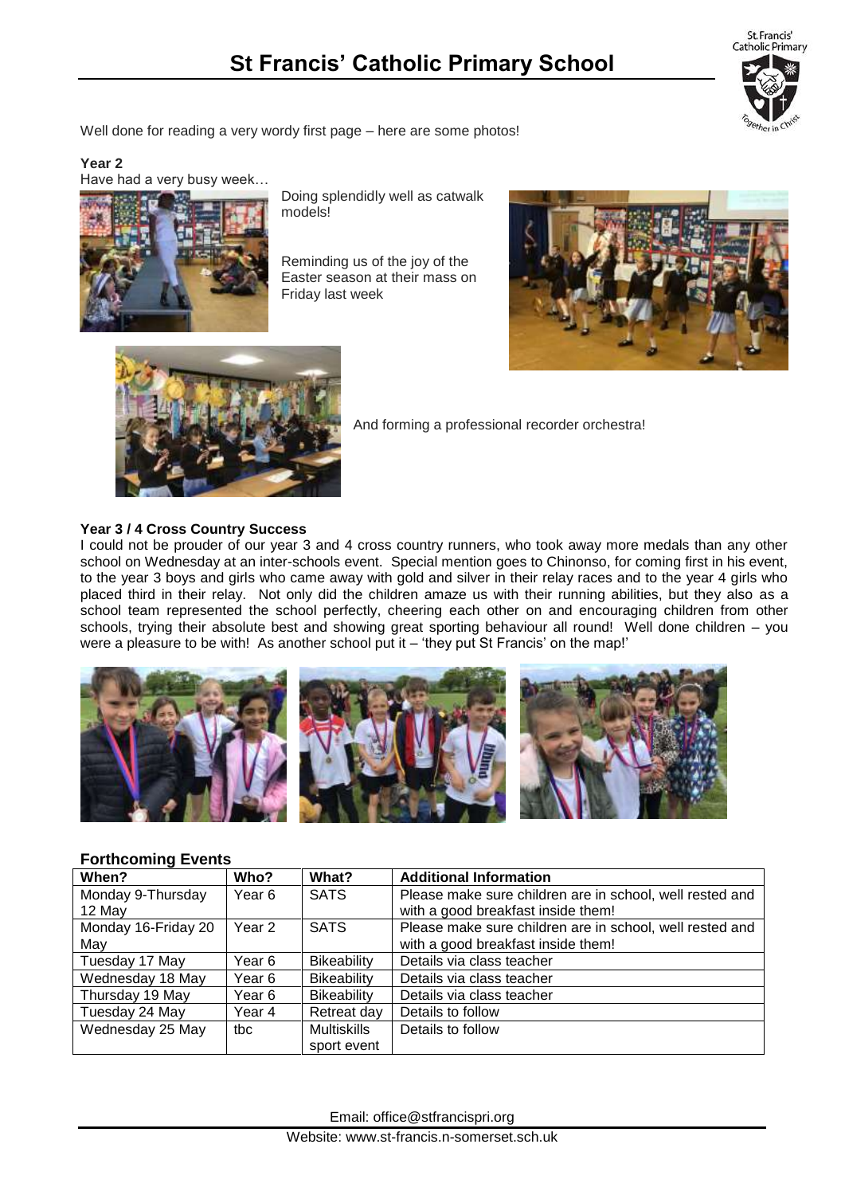Well done for reading a very wordy first page – here are some photos!

**Year 2**

Have had a very busy week…

Doing splendidly well as catwalk models!

Reminding us of the joy of the Easter season at their mass on Friday last week

And forming a professional recorder orchestra!

**Year 3 / 4 Cross Country Success**

I could not be prouder of our year 3 and 4 cross country runners, who took away more medals than any other school on Wednesday at an inter-schools event. Special mention goes to Chinonso, for coming first in his event, to the year 3 boys and girls who came away with gold and silver in their relay races and to the year 4 girls who placed third in their relay. Not only did the children amaze us with their running abilities, but they also as a school team represented the school perfectly, cheering each other on and encouraging children from other schools, trying their absolute best and showing great sporting behaviour all round! Well done children – you were a pleasure to be with! As another school put it – 'they put St Francis' on the map!'

**Forthcoming Events**

| When? | Who? | What? | Additional Information |
|---|---|---|---|
| Monday 9-Thursday 12 May | Year 6 | SATS | Please make sure children are in school, well rested and with a good breakfast inside them! |
| Monday 16-Friday 20 May | Year 2 | SATS | Please make sure children are in school, well rested and with a good breakfast inside them! |
| Tuesday 17 May | Year 6 | Bikeability | Details via class teacher |
| Wednesday 18 May | Year 6 | Bikeability | Details via class teacher |
| Thursday 19 May | Year 6 | Bikeability | Details via class teacher |
| Tuesday 24 May | Year 4 | Retreat day | Details to follow |
| Wednesday 25 May | tbc | Multiskills sport event | Details to follow |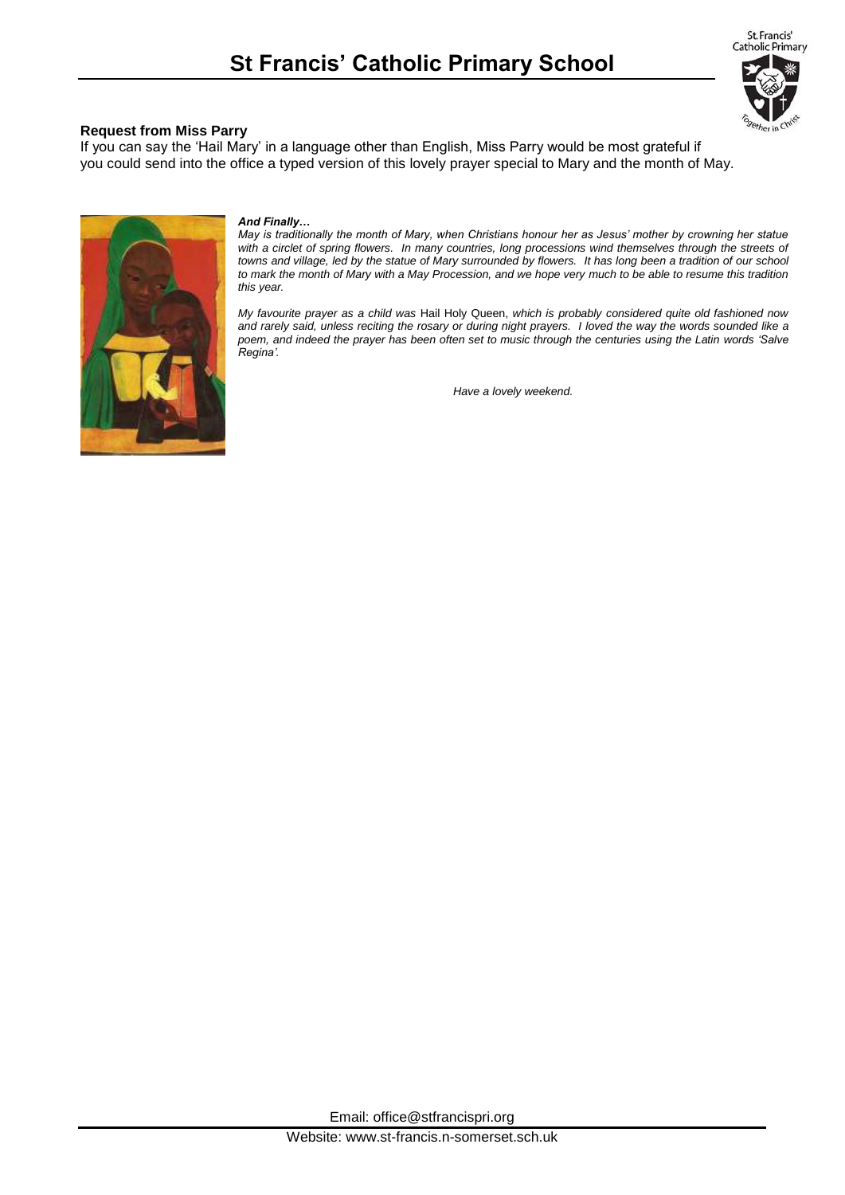**Request from Miss Parry**

If you can say the 'Hail Mary' in a language other than English, Miss Parry would be most grateful if you could send into the office a typed version of this lovely prayer special to Mary and the month of May.

***And Finally…***

*May is traditionally the month of Mary, when Christians honour her as Jesus' mother by crowning her statue with a circlet of spring flowers. In many countries, long processions wind themselves through the streets of towns and village, led by the statue of Mary surrounded by flowers. It has long been a tradition of our school to mark the month of Mary with a May Procession, and we hope very much to be able to resume this tradition this year.*

*My favourite prayer as a child was* Hail Holy Queen, *which is probably considered quite old fashioned now and rarely said, unless reciting the rosary or during night prayers. I loved the way the words sounded like a poem, and indeed the prayer has been often set to music through the centuries using the Latin words 'Salve Regina'.*

*Have a lovely weekend.*